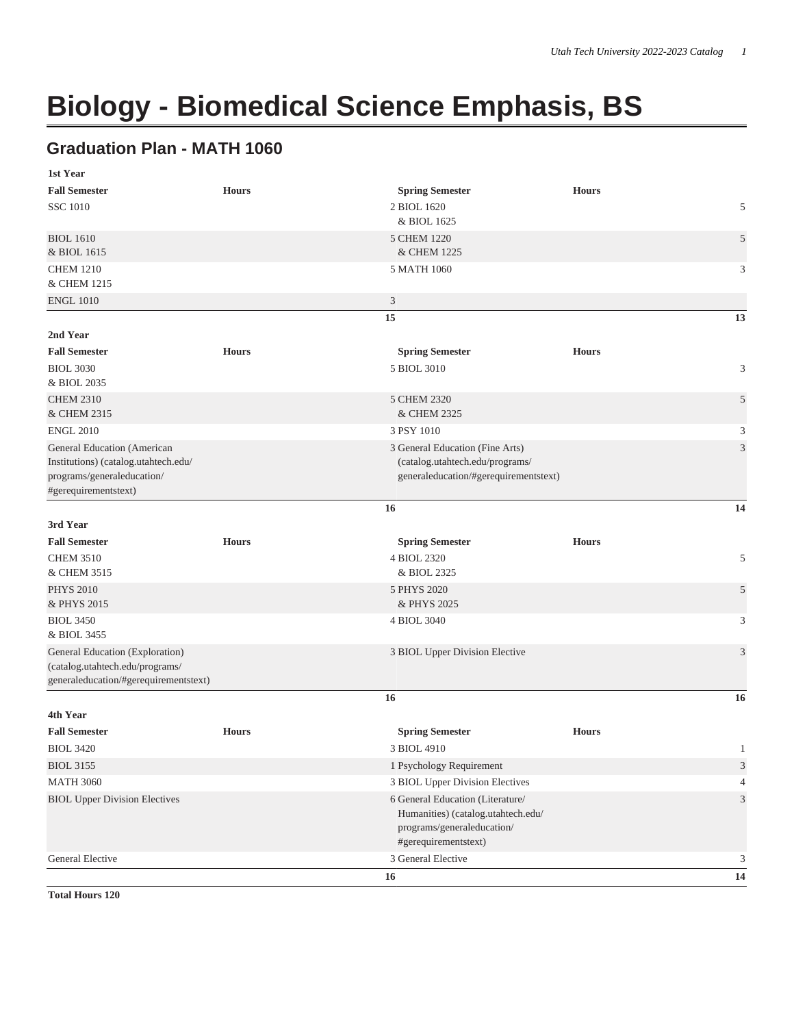# Biology - Biomedical Science Emphasis, BS

## Graduation Plan - MATH 1060

| 1st Year | | | |
|---|---|---|---|
| **Fall Semester** | **Hours** | **Spring Semester** | **Hours** |
| SSC 1010 | 2 | BIOL 1620<br>& BIOL 1625 | 5 |
| BIOL 1610<br>& BIOL 1615 | 5 | CHEM 1220<br>& CHEM 1225 | 5 |
| CHEM 1210<br>& CHEM 1215 | 5 | MATH 1060 | 3 |
| ENGL 1010 | 3 | | |
| | **15** | | **13** |
| **2nd Year** | | | |
| **Fall Semester** | **Hours** | **Spring Semester** | **Hours** |
| BIOL 3030<br>& BIOL 2035 | 5 | BIOL 3010 | 3 |
| CHEM 2310<br>& CHEM 2315 | 5 | CHEM 2320<br>& CHEM 2325 | 5 |
| ENGL 2010 | 3 | PSY 1010 | 3 |
| General Education (American Institutions) (catalog.utahtech.edu/programs/generaleducation/#gerequirementstext) | 3 | General Education (Fine Arts) (catalog.utahtech.edu/programs/generaleducation/#gerequirementstext) | 3 |
| | **16** | | **14** |
| **3rd Year** | | | |
| **Fall Semester** | **Hours** | **Spring Semester** | **Hours** |
| CHEM 3510<br>& CHEM 3515 | 4 | BIOL 2320<br>& BIOL 2325 | 5 |
| PHYS 2010<br>& PHYS 2015 | 5 | PHYS 2020<br>& PHYS 2025 | 5 |
| BIOL 3450<br>& BIOL 3455 | 4 | BIOL 3040 | 3 |
| General Education (Exploration) (catalog.utahtech.edu/programs/generaleducation/#gerequirementstext) | 3 | BIOL Upper Division Elective | 3 |
| | **16** | | **16** |
| **4th Year** | | | |
| **Fall Semester** | **Hours** | **Spring Semester** | **Hours** |
| BIOL 3420 | 3 | BIOL 4910 | 1 |
| BIOL 3155 | 1 | Psychology Requirement | 3 |
| MATH 3060 | 3 | BIOL Upper Division Electives | 4 |
| BIOL Upper Division Electives | 6 | General Education (Literature/Humanities) (catalog.utahtech.edu/programs/generaleducation/#gerequirementstext) | 3 |
| General Elective | 3 | General Elective | 3 |
| | **16** | | **14** |

**Total Hours 120**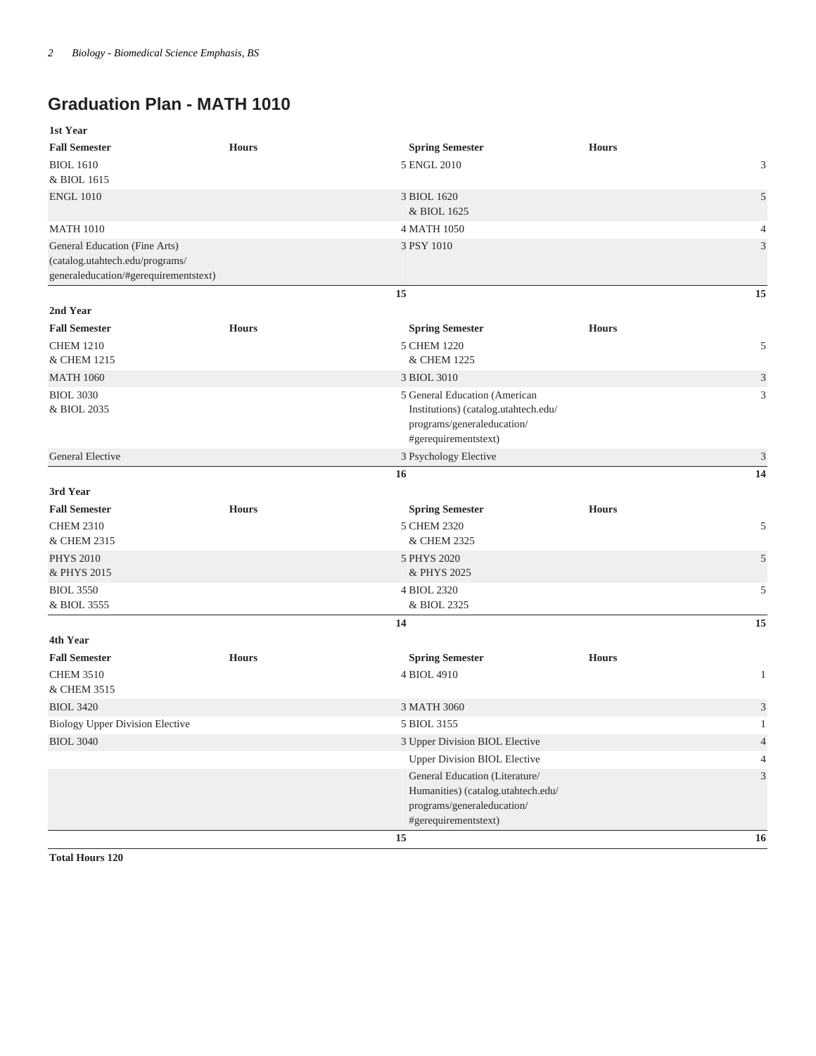## Graduation Plan - MATH 1010

| 1st Year | | | |
|---|---|---|---|
| **Fall Semester** | **Hours** | **Spring Semester** | **Hours** |
| BIOL 1610 & BIOL 1615 | 5 | ENGL 2010 | 3 |
| ENGL 1010 | 3 | BIOL 1620 & BIOL 1625 | 5 |
| MATH 1010 | 4 | MATH 1050 | 4 |
| General Education (Fine Arts) (catalog.utahtech.edu/programs/generaleducation/#gerequirementstext) | 3 | PSY 1010 | 3 |
| | 15 | | 15 |
| **2nd Year** | | | |
| **Fall Semester** | **Hours** | **Spring Semester** | **Hours** |
| CHEM 1210 & CHEM 1215 | 5 | CHEM 1220 & CHEM 1225 | 5 |
| MATH 1060 | 3 | BIOL 3010 | 3 |
| BIOL 3030 & BIOL 2035 | 5 | General Education (American Institutions) (catalog.utahtech.edu/programs/generaleducation/#gerequirementstext) | 3 |
| General Elective | 3 | Psychology Elective | 3 |
| | 16 | | 14 |
| **3rd Year** | | | |
| **Fall Semester** | **Hours** | **Spring Semester** | **Hours** |
| CHEM 2310 & CHEM 2315 | 5 | CHEM 2320 & CHEM 2325 | 5 |
| PHYS 2010 & PHYS 2015 | 5 | PHYS 2020 & PHYS 2025 | 5 |
| BIOL 3550 & BIOL 3555 | 4 | BIOL 2320 & BIOL 2325 | 5 |
| | 14 | | 15 |
| **4th Year** | | | |
| **Fall Semester** | **Hours** | **Spring Semester** | **Hours** |
| CHEM 3510 & CHEM 3515 | 4 | BIOL 4910 | 1 |
| BIOL 3420 | 3 | MATH 3060 | 3 |
| Biology Upper Division Elective | 5 | BIOL 3155 | 1 |
| BIOL 3040 | 3 | Upper Division BIOL Elective | 4 |
| | | Upper Division BIOL Elective | 4 |
| | | General Education (Literature/Humanities) (catalog.utahtech.edu/programs/generaleducation/#gerequirementstext) | 3 |
| | 15 | | 16 |

**Total Hours 120**